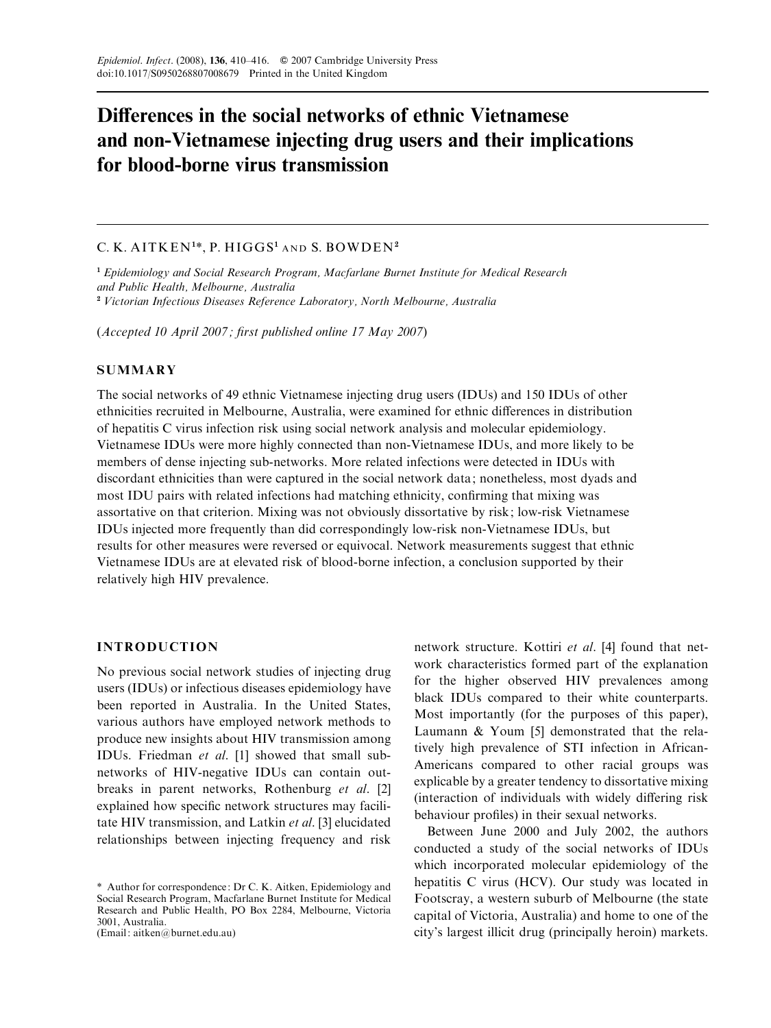# Differences in the social networks of ethnic Vietnamese and non-Vietnamese injecting drug users and their implications for blood-borne virus transmission

C. K. AITKEN[1]*, P. HIGGS[1] AND S. BOWDEN[2]

[1] *Epidemiology and Social Research Program, Macfarlane Burnet Institute for Medical Research and Public Health, Melbourne, Australia*
[2] *Victorian Infectious Diseases Reference Laboratory, North Melbourne, Australia*

(*Accepted 10 April 2007; first published online 17 May 2007*)

## SUMMARY

The social networks of 49 ethnic Vietnamese injecting drug users (IDUs) and 150 IDUs of other ethnicities recruited in Melbourne, Australia, were examined for ethnic differences in distribution of hepatitis C virus infection risk using social network analysis and molecular epidemiology. Vietnamese IDUs were more highly connected than non-Vietnamese IDUs, and more likely to be members of dense injecting sub-networks. More related infections were detected in IDUs with discordant ethnicities than were captured in the social network data; nonetheless, most dyads and most IDU pairs with related infections had matching ethnicity, confirming that mixing was assortative on that criterion. Mixing was not obviously dissortative by risk; low-risk Vietnamese IDUs injected more frequently than did correspondingly low-risk non-Vietnamese IDUs, but results for other measures were reversed or equivocal. Network measurements suggest that ethnic Vietnamese IDUs are at elevated risk of blood-borne infection, a conclusion supported by their relatively high HIV prevalence.

## INTRODUCTION

No previous social network studies of injecting drug users (IDUs) or infectious diseases epidemiology have been reported in Australia. In the United States, various authors have employed network methods to produce new insights about HIV transmission among IDUs. Friedman *et al*. [1] showed that small sub-networks of HIV-negative IDUs can contain outbreaks in parent networks, Rothenburg *et al*. [2] explained how specific network structures may facilitate HIV transmission, and Latkin *et al*. [3] elucidated relationships between injecting frequency and risk network structure. Kottiri *et al*. [4] found that network characteristics formed part of the explanation for the higher observed HIV prevalences among black IDUs compared to their white counterparts. Most importantly (for the purposes of this paper), Laumann & Youm [5] demonstrated that the relatively high prevalence of STI infection in African-Americans compared to other racial groups was explicable by a greater tendency to dissortative mixing (interaction of individuals with widely differing risk behaviour profiles) in their sexual networks.

Between June 2000 and July 2002, the authors conducted a study of the social networks of IDUs which incorporated molecular epidemiology of the hepatitis C virus (HCV). Our study was located in Footscray, a western suburb of Melbourne (the state capital of Victoria, Australia) and home to one of the city's largest illicit drug (principally heroin) markets.

\* Author for correspondence: Dr C. K. Aitken, Epidemiology and Social Research Program, Macfarlane Burnet Institute for Medical Research and Public Health, PO Box 2284, Melbourne, Victoria 3001, Australia.
(Email: aitken@burnet.edu.au)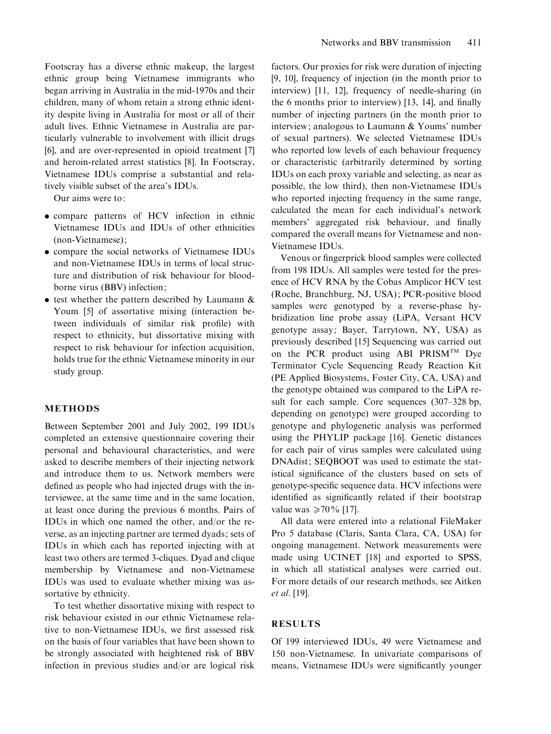Footscray has a diverse ethnic makeup, the largest ethnic group being Vietnamese immigrants who began arriving in Australia in the mid-1970s and their children, many of whom retain a strong ethnic identity despite living in Australia for most or all of their adult lives. Ethnic Vietnamese in Australia are particularly vulnerable to involvement with illicit drugs [6], and are over-represented in opioid treatment [7] and heroin-related arrest statistics [8]. In Footscray, Vietnamese IDUs comprise a substantial and relatively visible subset of the area's IDUs.

Our aims were to:

- compare patterns of HCV infection in ethnic Vietnamese IDUs and IDUs of other ethnicities (non-Vietnamese);
- compare the social networks of Vietnamese IDUs and non-Vietnamese IDUs in terms of local structure and distribution of risk behaviour for blood-borne virus (BBV) infection;
- test whether the pattern described by Laumann & Youm [5] of assortative mixing (interaction between individuals of similar risk profile) with respect to ethnicity, but dissortative mixing with respect to risk behaviour for infection acquisition, holds true for the ethnic Vietnamese minority in our study group.

## METHODS

Between September 2001 and July 2002, 199 IDUs completed an extensive questionnaire covering their personal and behavioural characteristics, and were asked to describe members of their injecting network and introduce them to us. Network members were defined as people who had injected drugs with the interviewee, at the same time and in the same location, at least once during the previous 6 months. Pairs of IDUs in which one named the other, and/or the reverse, as an injecting partner are termed dyads; sets of IDUs in which each has reported injecting with at least two others are termed 3-cliques. Dyad and clique membership by Vietnamese and non-Vietnamese IDUs was used to evaluate whether mixing was assortative by ethnicity.

To test whether dissortative mixing with respect to risk behaviour existed in our ethnic Vietnamese relative to non-Vietnamese IDUs, we first assessed risk on the basis of four variables that have been shown to be strongly associated with heightened risk of BBV infection in previous studies and/or are logical risk factors. Our proxies for risk were duration of injecting [9, 10], frequency of injection (in the month prior to interview) [11, 12], frequency of needle-sharing (in the 6 months prior to interview) [13, 14], and finally number of injecting partners (in the month prior to interview; analogous to Laumann & Youms' number of sexual partners). We selected Vietnamese IDUs who reported low levels of each behaviour frequency or characteristic (arbitrarily determined by sorting IDUs on each proxy variable and selecting, as near as possible, the low third), then non-Vietnamese IDUs who reported injecting frequency in the same range, calculated the mean for each individual's network members' aggregated risk behaviour, and finally compared the overall means for Vietnamese and non-Vietnamese IDUs.

Venous or fingerprick blood samples were collected from 198 IDUs. All samples were tested for the presence of HCV RNA by the Cobas Amplicor HCV test (Roche, Branchburg, NJ, USA); PCR-positive blood samples were genotyped by a reverse-phase hybridization line probe assay (LiPA, Versant HCV genotype assay; Bayer, Tarrytown, NY, USA) as previously described [15] Sequencing was carried out on the PCR product using ABI PRISM™ Dye Terminator Cycle Sequencing Ready Reaction Kit (PE Applied Biosystems, Foster City, CA, USA) and the genotype obtained was compared to the LiPA result for each sample. Core sequences (307–328 bp, depending on genotype) were grouped according to genotype and phylogenetic analysis was performed using the PHYLIP package [16]. Genetic distances for each pair of virus samples were calculated using DNAdist; SEQBOOT was used to estimate the statistical significance of the clusters based on sets of genotype-specific sequence data. HCV infections were identified as significantly related if their bootstrap value was $\geqslant 70\%$ [17].

All data were entered into a relational FileMaker Pro 5 database (Claris, Santa Clara, CA, USA) for ongoing management. Network measurements were made using UCINET [18] and exported to SPSS, in which all statistical analyses were carried out. For more details of our research methods, see Aitken *et al*. [19].

## RESULTS

Of 199 interviewed IDUs, 49 were Vietnamese and 150 non-Vietnamese. In univariate comparisons of means, Vietnamese IDUs were significantly younger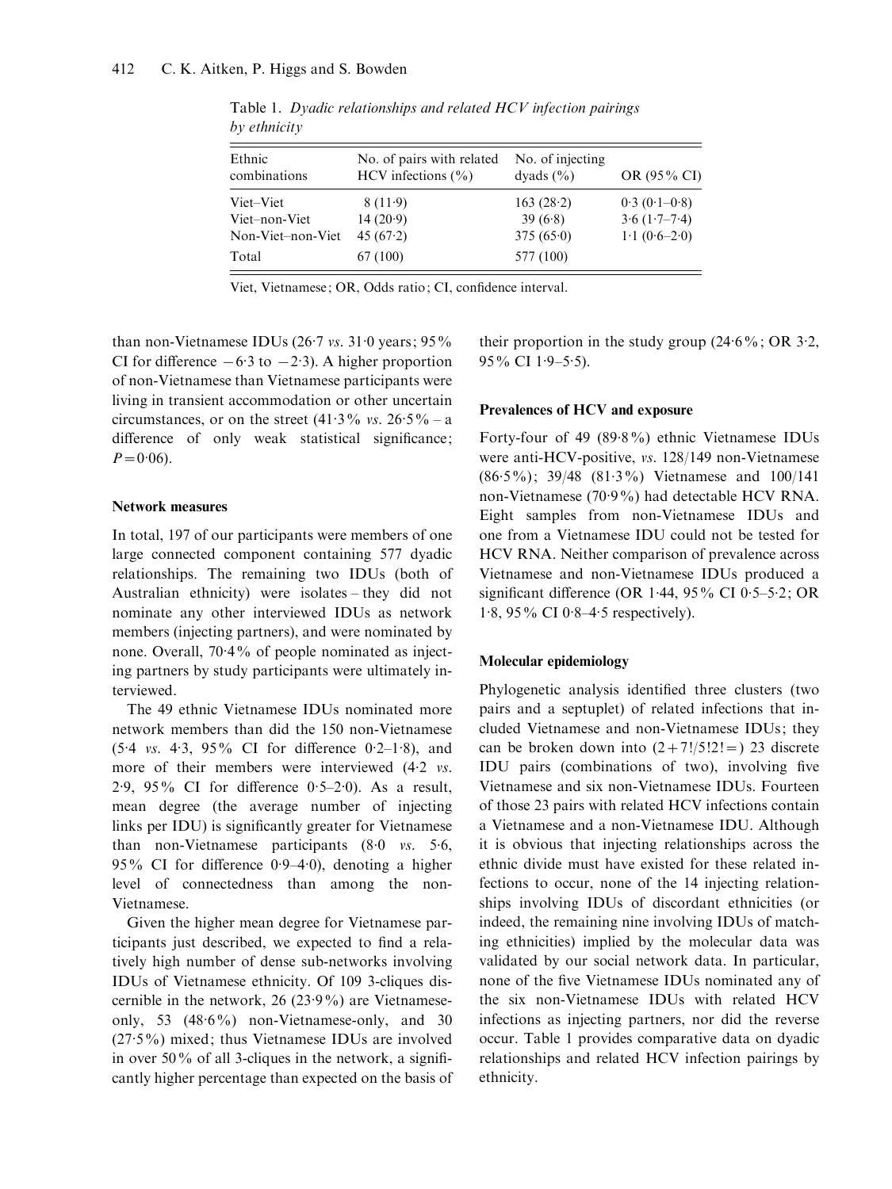Table 1. *Dyadic relationships and related HCV infection pairings by ethnicity*

| Ethnic combinations | No. of pairs with related HCV infections (%) | No. of injecting dyads (%) | OR (95% CI) |
|---|---|---|---|
| Viet–Viet | 8 (11·9) | 163 (28·2) | 0·3 (0·1–0·8) |
| Viet–non-Viet | 14 (20·9) | 39 (6·8) | 3·6 (1·7–7·4) |
| Non-Viet–non-Viet | 45 (67·2) | 375 (65·0) | 1·1 (0·6–2·0) |
| Total | 67 (100) | 577 (100) | |

Viet, Vietnamese; OR, Odds ratio; CI, confidence interval.

than non-Vietnamese IDUs (26·7 *vs.* 31·0 years; 95% CI for difference −6·3 to −2·3). A higher proportion of non-Vietnamese than Vietnamese participants were living in transient accommodation or other uncertain circumstances, or on the street (41·3% *vs.* 26·5% – a difference of only weak statistical significance; $P=0{\cdot}06$).

### Network measures

In total, 197 of our participants were members of one large connected component containing 577 dyadic relationships. The remaining two IDUs (both of Australian ethnicity) were isolates – they did not nominate any other interviewed IDUs as network members (injecting partners), and were nominated by none. Overall, 70·4% of people nominated as injecting partners by study participants were ultimately interviewed.

The 49 ethnic Vietnamese IDUs nominated more network members than did the 150 non-Vietnamese (5·4 *vs.* 4·3, 95% CI for difference 0·2–1·8), and more of their members were interviewed (4·2 *vs.* 2·9, 95% CI for difference 0·5–2·0). As a result, mean degree (the average number of injecting links per IDU) is significantly greater for Vietnamese than non-Vietnamese participants (8·0 *vs.* 5·6, 95% CI for difference 0·9–4·0), denoting a higher level of connectedness than among the non-Vietnamese.

Given the higher mean degree for Vietnamese participants just described, we expected to find a relatively high number of dense sub-networks involving IDUs of Vietnamese ethnicity. Of 109 3-cliques discernible in the network, 26 (23·9%) are Vietnamese-only, 53 (48·6%) non-Vietnamese-only, and 30 (27·5%) mixed; thus Vietnamese IDUs are involved in over 50% of all 3-cliques in the network, a significantly higher percentage than expected on the basis of their proportion in the study group (24·6%; OR 3·2, 95% CI 1·9–5·5).

### Prevalences of HCV and exposure

Forty-four of 49 (89·8%) ethnic Vietnamese IDUs were anti-HCV-positive, *vs.* 128/149 non-Vietnamese (86·5%); 39/48 (81·3%) Vietnamese and 100/141 non-Vietnamese (70·9%) had detectable HCV RNA. Eight samples from non-Vietnamese IDUs and one from a Vietnamese IDU could not be tested for HCV RNA. Neither comparison of prevalence across Vietnamese and non-Vietnamese IDUs produced a significant difference (OR 1·44, 95% CI 0·5–5·2; OR 1·8, 95% CI 0·8–4·5 respectively).

### Molecular epidemiology

Phylogenetic analysis identified three clusters (two pairs and a septuplet) of related infections that included Vietnamese and non-Vietnamese IDUs; they can be broken down into $(2+7!/5!2!=)$ 23 discrete IDU pairs (combinations of two), involving five Vietnamese and six non-Vietnamese IDUs. Fourteen of those 23 pairs with related HCV infections contain a Vietnamese and a non-Vietnamese IDU. Although it is obvious that injecting relationships across the ethnic divide must have existed for these related infections to occur, none of the 14 injecting relationships involving IDUs of discordant ethnicities (or indeed, the remaining nine involving IDUs of matching ethnicities) implied by the molecular data was validated by our social network data. In particular, none of the five Vietnamese IDUs nominated any of the six non-Vietnamese IDUs with related HCV infections as injecting partners, nor did the reverse occur. Table 1 provides comparative data on dyadic relationships and related HCV infection pairings by ethnicity.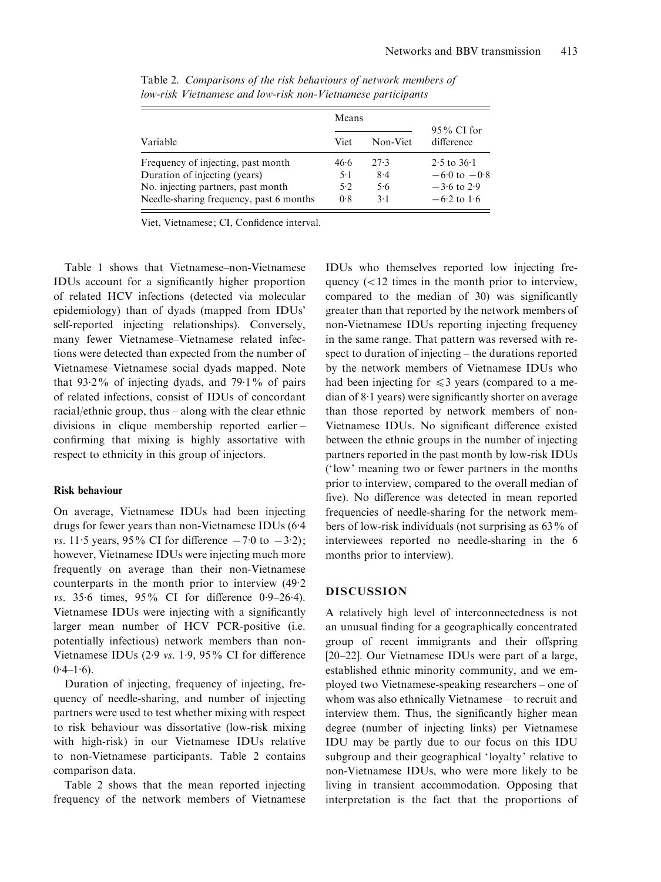Table 2. *Comparisons of the risk behaviours of network members of low-risk Vietnamese and low-risk non-Vietnamese participants*

| Variable | Means | | 95% CI for difference |
|---|---|---|---|
| | Viet | Non-Viet | |
| Frequency of injecting, past month | 46·6 | 27·3 | 2·5 to 36·1 |
| Duration of injecting (years) | 5·1 | 8·4 | −6·0 to −0·8 |
| No. injecting partners, past month | 5·2 | 5·6 | −3·6 to 2·9 |
| Needle-sharing frequency, past 6 months | 0·8 | 3·1 | −6·2 to 1·6 |

Viet, Vietnamese; CI, Confidence interval.

Table 1 shows that Vietnamese–non-Vietnamese IDUs account for a significantly higher proportion of related HCV infections (detected via molecular epidemiology) than of dyads (mapped from IDUs' self-reported injecting relationships). Conversely, many fewer Vietnamese–Vietnamese related infections were detected than expected from the number of Vietnamese–Vietnamese social dyads mapped. Note that 93·2% of injecting dyads, and 79·1% of pairs of related infections, consist of IDUs of concordant racial/ethnic group, thus – along with the clear ethnic divisions in clique membership reported earlier – confirming that mixing is highly assortative with respect to ethnicity in this group of injectors.

**Risk behaviour**

On average, Vietnamese IDUs had been injecting drugs for fewer years than non-Vietnamese IDUs (6·4 *vs.* 11·5 years, 95% CI for difference −7·0 to −3·2); however, Vietnamese IDUs were injecting much more frequently on average than their non-Vietnamese counterparts in the month prior to interview (49·2 *vs.* 35·6 times, 95% CI for difference 0·9–26·4). Vietnamese IDUs were injecting with a significantly larger mean number of HCV PCR-positive (i.e. potentially infectious) network members than non-Vietnamese IDUs (2·9 *vs.* 1·9, 95% CI for difference 0·4–1·6).

Duration of injecting, frequency of injecting, frequency of needle-sharing, and number of injecting partners were used to test whether mixing with respect to risk behaviour was dissortative (low-risk mixing with high-risk) in our Vietnamese IDUs relative to non-Vietnamese participants. Table 2 contains comparison data.

Table 2 shows that the mean reported injecting frequency of the network members of Vietnamese IDUs who themselves reported low injecting frequency (<12 times in the month prior to interview, compared to the median of 30) was significantly greater than that reported by the network members of non-Vietnamese IDUs reporting injecting frequency in the same range. That pattern was reversed with respect to duration of injecting – the durations reported by the network members of Vietnamese IDUs who had been injecting for ⩽3 years (compared to a median of 8·1 years) were significantly shorter on average than those reported by network members of non-Vietnamese IDUs. No significant difference existed between the ethnic groups in the number of injecting partners reported in the past month by low-risk IDUs ('low' meaning two or fewer partners in the months prior to interview, compared to the overall median of five). No difference was detected in mean reported frequencies of needle-sharing for the network members of low-risk individuals (not surprising as 63% of interviewees reported no needle-sharing in the 6 months prior to interview).

## DISCUSSION

A relatively high level of interconnectedness is not an unusual finding for a geographically concentrated group of recent immigrants and their offspring [20–22]. Our Vietnamese IDUs were part of a large, established ethnic minority community, and we employed two Vietnamese-speaking researchers – one of whom was also ethnically Vietnamese – to recruit and interview them. Thus, the significantly higher mean degree (number of injecting links) per Vietnamese IDU may be partly due to our focus on this IDU subgroup and their geographical 'loyalty' relative to non-Vietnamese IDUs, who were more likely to be living in transient accommodation. Opposing that interpretation is the fact that the proportions of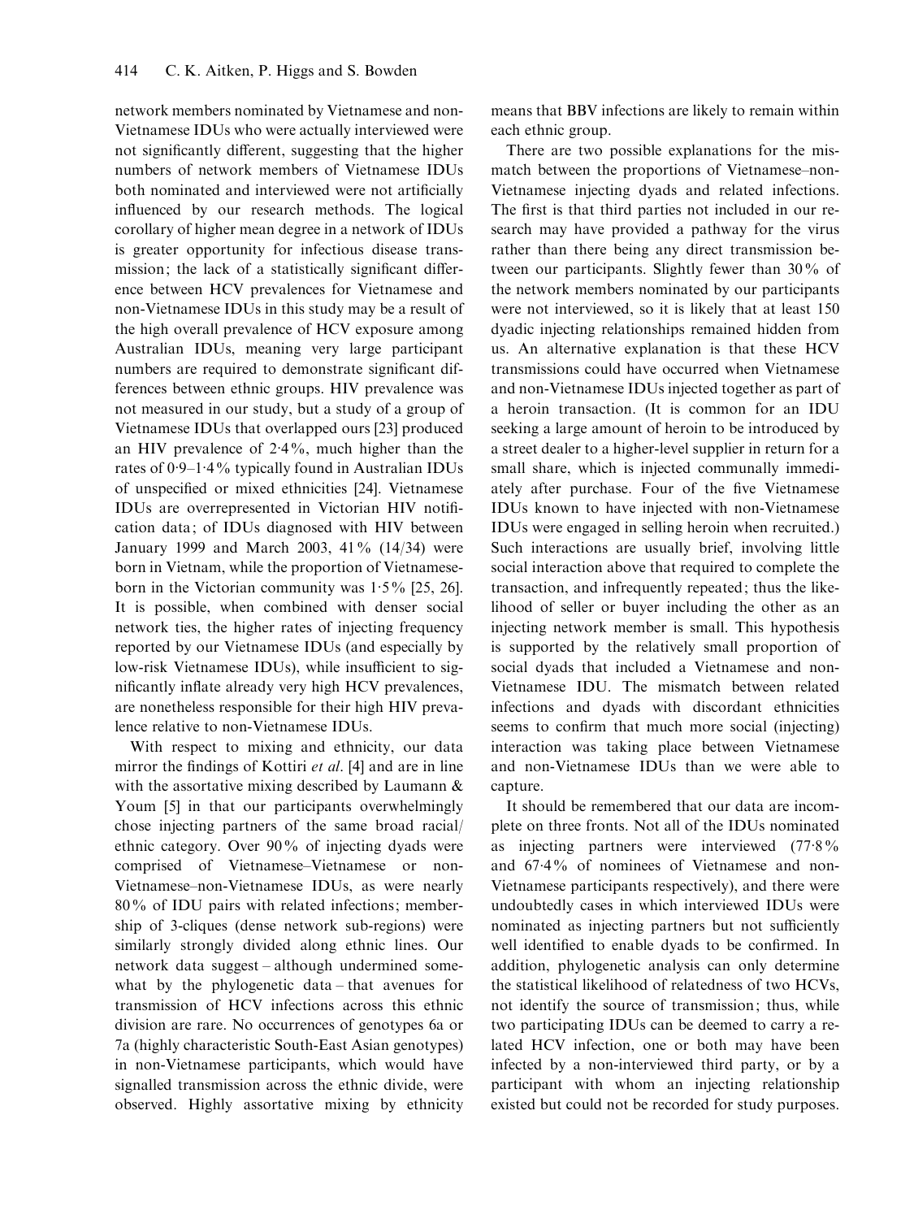network members nominated by Vietnamese and non-Vietnamese IDUs who were actually interviewed were not significantly different, suggesting that the higher numbers of network members of Vietnamese IDUs both nominated and interviewed were not artificially influenced by our research methods. The logical corollary of higher mean degree in a network of IDUs is greater opportunity for infectious disease transmission; the lack of a statistically significant difference between HCV prevalences for Vietnamese and non-Vietnamese IDUs in this study may be a result of the high overall prevalence of HCV exposure among Australian IDUs, meaning very large participant numbers are required to demonstrate significant differences between ethnic groups. HIV prevalence was not measured in our study, but a study of a group of Vietnamese IDUs that overlapped ours [23] produced an HIV prevalence of 2·4%, much higher than the rates of 0·9–1·4% typically found in Australian IDUs of unspecified or mixed ethnicities [24]. Vietnamese IDUs are overrepresented in Victorian HIV notification data; of IDUs diagnosed with HIV between January 1999 and March 2003, 41% (14/34) were born in Vietnam, while the proportion of Vietnamese-born in the Victorian community was 1·5% [25, 26]. It is possible, when combined with denser social network ties, the higher rates of injecting frequency reported by our Vietnamese IDUs (and especially by low-risk Vietnamese IDUs), while insufficient to significantly inflate already very high HCV prevalences, are nonetheless responsible for their high HIV prevalence relative to non-Vietnamese IDUs.

With respect to mixing and ethnicity, our data mirror the findings of Kottiri *et al*. [4] and are in line with the assortative mixing described by Laumann & Youm [5] in that our participants overwhelmingly chose injecting partners of the same broad racial/ethnic category. Over 90% of injecting dyads were comprised of Vietnamese–Vietnamese or non-Vietnamese–non-Vietnamese IDUs, as were nearly 80% of IDU pairs with related infections; membership of 3-cliques (dense network sub-regions) were similarly strongly divided along ethnic lines. Our network data suggest – although undermined somewhat by the phylogenetic data – that avenues for transmission of HCV infections across this ethnic division are rare. No occurrences of genotypes 6a or 7a (highly characteristic South-East Asian genotypes) in non-Vietnamese participants, which would have signalled transmission across the ethnic divide, were observed. Highly assortative mixing by ethnicity means that BBV infections are likely to remain within each ethnic group.

There are two possible explanations for the mismatch between the proportions of Vietnamese–non-Vietnamese injecting dyads and related infections. The first is that third parties not included in our research may have provided a pathway for the virus rather than there being any direct transmission between our participants. Slightly fewer than 30% of the network members nominated by our participants were not interviewed, so it is likely that at least 150 dyadic injecting relationships remained hidden from us. An alternative explanation is that these HCV transmissions could have occurred when Vietnamese and non-Vietnamese IDUs injected together as part of a heroin transaction. (It is common for an IDU seeking a large amount of heroin to be introduced by a street dealer to a higher-level supplier in return for a small share, which is injected communally immediately after purchase. Four of the five Vietnamese IDUs known to have injected with non-Vietnamese IDUs were engaged in selling heroin when recruited.) Such interactions are usually brief, involving little social interaction above that required to complete the transaction, and infrequently repeated; thus the likelihood of seller or buyer including the other as an injecting network member is small. This hypothesis is supported by the relatively small proportion of social dyads that included a Vietnamese and non-Vietnamese IDU. The mismatch between related infections and dyads with discordant ethnicities seems to confirm that much more social (injecting) interaction was taking place between Vietnamese and non-Vietnamese IDUs than we were able to capture.

It should be remembered that our data are incomplete on three fronts. Not all of the IDUs nominated as injecting partners were interviewed (77·8% and 67·4% of nominees of Vietnamese and non-Vietnamese participants respectively), and there were undoubtedly cases in which interviewed IDUs were nominated as injecting partners but not sufficiently well identified to enable dyads to be confirmed. In addition, phylogenetic analysis can only determine the statistical likelihood of relatedness of two HCVs, not identify the source of transmission; thus, while two participating IDUs can be deemed to carry a related HCV infection, one or both may have been infected by a non-interviewed third party, or by a participant with whom an injecting relationship existed but could not be recorded for study purposes.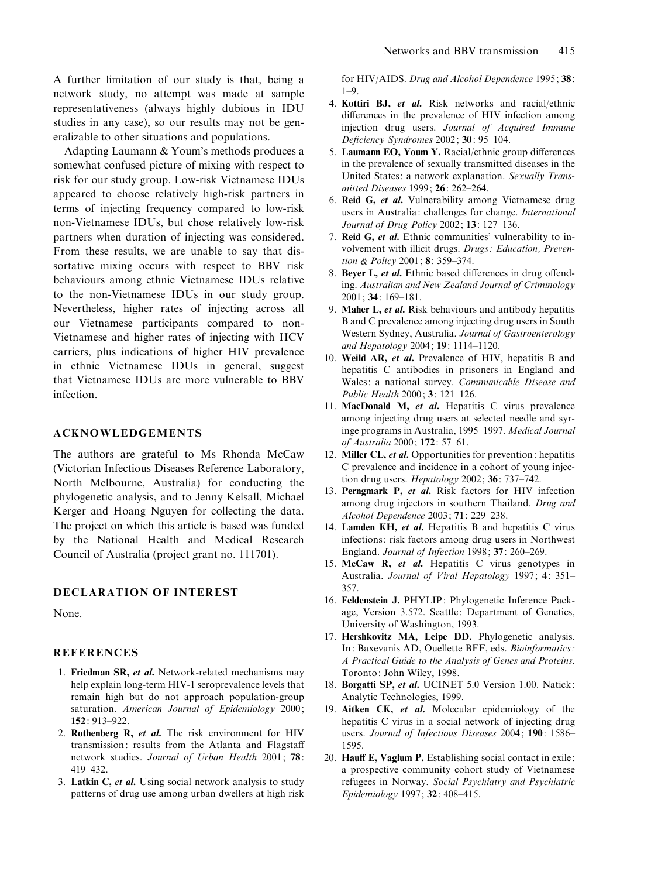A further limitation of our study is that, being a network study, no attempt was made at sample representativeness (always highly dubious in IDU studies in any case), so our results may not be generalizable to other situations and populations.

Adapting Laumann & Youm's methods produces a somewhat confused picture of mixing with respect to risk for our study group. Low-risk Vietnamese IDUs appeared to choose relatively high-risk partners in terms of injecting frequency compared to low-risk non-Vietnamese IDUs, but chose relatively low-risk partners when duration of injecting was considered. From these results, we are unable to say that dissortative mixing occurs with respect to BBV risk behaviours among ethnic Vietnamese IDUs relative to the non-Vietnamese IDUs in our study group. Nevertheless, higher rates of injecting across all our Vietnamese participants compared to non-Vietnamese and higher rates of injecting with HCV carriers, plus indications of higher HIV prevalence in ethnic Vietnamese IDUs in general, suggest that Vietnamese IDUs are more vulnerable to BBV infection.

## ACKNOWLEDGEMENTS

The authors are grateful to Ms Rhonda McCaw (Victorian Infectious Diseases Reference Laboratory, North Melbourne, Australia) for conducting the phylogenetic analysis, and to Jenny Kelsall, Michael Kerger and Hoang Nguyen for collecting the data. The project on which this article is based was funded by the National Health and Medical Research Council of Australia (project grant no. 111701).

## DECLARATION OF INTEREST

None.

## REFERENCES

1. **Friedman SR, *et al.*** Network-related mechanisms may help explain long-term HIV-1 seroprevalence levels that remain high but do not approach population-group saturation. *American Journal of Epidemiology* 2000; **152**: 913–922.
2. **Rothenberg R, *et al.*** The risk environment for HIV transmission: results from the Atlanta and Flagstaff network studies. *Journal of Urban Health* 2001; **78**: 419–432.
3. **Latkin C, *et al.*** Using social network analysis to study patterns of drug use among urban dwellers at high risk for HIV/AIDS. *Drug and Alcohol Dependence* 1995; **38**: 1–9.
4. **Kottiri BJ, *et al.*** Risk networks and racial/ethnic differences in the prevalence of HIV infection among injection drug users. *Journal of Acquired Immune Deficiency Syndromes* 2002; **30**: 95–104.
5. **Laumann EO, Youm Y.** Racial/ethnic group differences in the prevalence of sexually transmitted diseases in the United States: a network explanation. *Sexually Transmitted Diseases* 1999; **26**: 262–264.
6. **Reid G, *et al.*** Vulnerability among Vietnamese drug users in Australia: challenges for change. *International Journal of Drug Policy* 2002; **13**: 127–136.
7. **Reid G, *et al.*** Ethnic communities' vulnerability to involvement with illicit drugs. *Drugs: Education, Prevention & Policy* 2001; **8**: 359–374.
8. **Beyer L, *et al.*** Ethnic based differences in drug offending. *Australian and New Zealand Journal of Criminology* 2001; **34**: 169–181.
9. **Maher L, *et al.*** Risk behaviours and antibody hepatitis B and C prevalence among injecting drug users in South Western Sydney, Australia. *Journal of Gastroenterology and Hepatology* 2004; **19**: 1114–1120.
10. **Weild AR, *et al.*** Prevalence of HIV, hepatitis B and hepatitis C antibodies in prisoners in England and Wales: a national survey. *Communicable Disease and Public Health* 2000; **3**: 121–126.
11. **MacDonald M, *et al.*** Hepatitis C virus prevalence among injecting drug users at selected needle and syringe programs in Australia, 1995–1997. *Medical Journal of Australia* 2000; **172**: 57–61.
12. **Miller CL, *et al.*** Opportunities for prevention: hepatitis C prevalence and incidence in a cohort of young injection drug users. *Hepatology* 2002; **36**: 737–742.
13. **Perngmark P, *et al.*** Risk factors for HIV infection among drug injectors in southern Thailand. *Drug and Alcohol Dependence* 2003; **71**: 229–238.
14. **Lamden KH, *et al.*** Hepatitis B and hepatitis C virus infections: risk factors among drug users in Northwest England. *Journal of Infection* 1998; **37**: 260–269.
15. **McCaw R, *et al.*** Hepatitis C virus genotypes in Australia. *Journal of Viral Hepatology* 1997; **4**: 351–357.
16. **Feldenstein J.** PHYLIP: Phylogenetic Inference Package, Version 3.572. Seattle: Department of Genetics, University of Washington, 1993.
17. **Hershkovitz MA, Leipe DD.** Phylogenetic analysis. In: Baxevanis AD, Ouellette BFF, eds. *Bioinformatics: A Practical Guide to the Analysis of Genes and Proteins*. Toronto: John Wiley, 1998.
18. **Borgatti SP, *et al.*** UCINET 5.0 Version 1.00. Natick: Analytic Technologies, 1999.
19. **Aitken CK, *et al.*** Molecular epidemiology of the hepatitis C virus in a social network of injecting drug users. *Journal of Infectious Diseases* 2004; **190**: 1586–1595.
20. **Hauff E, Vaglum P.** Establishing social contact in exile: a prospective community cohort study of Vietnamese refugees in Norway. *Social Psychiatry and Psychiatric Epidemiology* 1997; **32**: 408–415.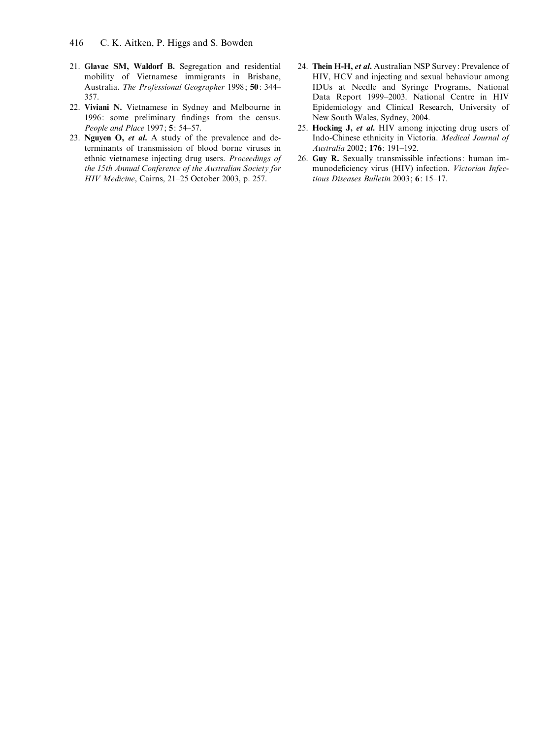21. **Glavac SM, Waldorf B.** Segregation and residential mobility of Vietnamese immigrants in Brisbane, Australia. *The Professional Geographer* 1998; **50**: 344–357.
22. **Viviani N.** Vietnamese in Sydney and Melbourne in 1996: some preliminary findings from the census. *People and Place* 1997; **5**: 54–57.
23. **Nguyen O, *et al*.** A study of the prevalence and determinants of transmission of blood borne viruses in ethnic vietnamese injecting drug users. *Proceedings of the 15th Annual Conference of the Australian Society for HIV Medicine*, Cairns, 21–25 October 2003, p. 257.
24. **Thein H-H, *et al*.** Australian NSP Survey: Prevalence of HIV, HCV and injecting and sexual behaviour among IDUs at Needle and Syringe Programs, National Data Report 1999–2003. National Centre in HIV Epidemiology and Clinical Research, University of New South Wales, Sydney, 2004.
25. **Hocking J, *et al*.** HIV among injecting drug users of Indo-Chinese ethnicity in Victoria. *Medical Journal of Australia* 2002; **176**: 191–192.
26. **Guy R.** Sexually transmissible infections: human immunodeficiency virus (HIV) infection. *Victorian Infectious Diseases Bulletin* 2003; **6**: 15–17.